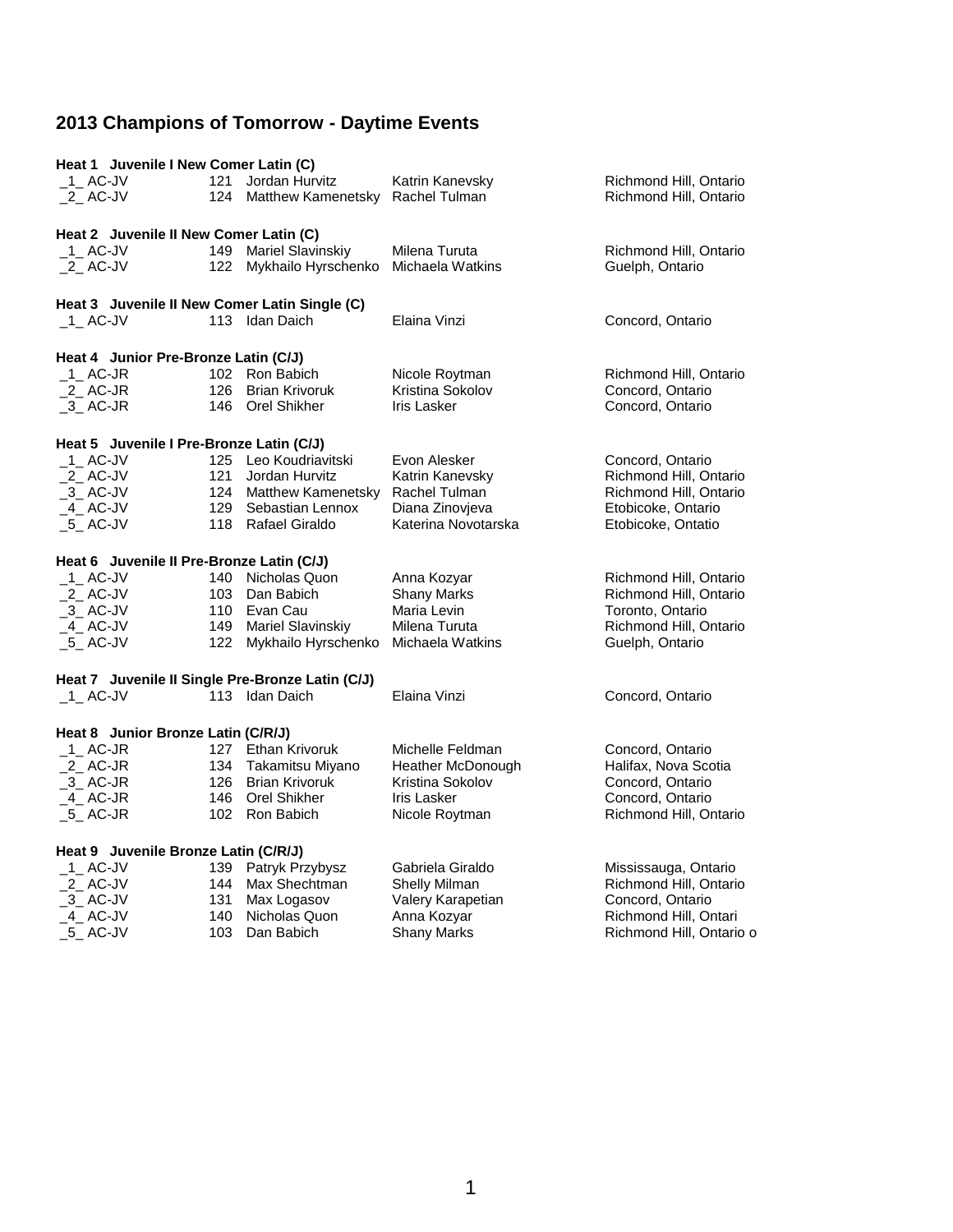# 2013 Champions of Tomorrow - Daytime Events

**Heat 1 Juvenile I New Comer Latin (C)**

| | | | | |
|---|---|---|---|---|
| _1_ AC-JV | 121 | Jordan Hurvitz | Katrin Kanevsky | Richmond Hill, Ontario |
| _2_ AC-JV | 124 | Matthew Kamenetsky | Rachel Tulman | Richmond Hill, Ontario |

**Heat 2 Juvenile II New Comer Latin (C)**

| | | | | |
|---|---|---|---|---|
| _1_ AC-JV | 149 | Mariel Slavinskiy | Milena Turuta | Richmond Hill, Ontario |
| _2_ AC-JV | 122 | Mykhailo Hyrschenko | Michaela Watkins | Guelph, Ontario |

**Heat 3 Juvenile II New Comer Latin Single (C)**

| | | | | |
|---|---|---|---|---|
| _1_ AC-JV | 113 | Idan Daich | Elaina Vinzi | Concord, Ontario |

**Heat 4 Junior Pre-Bronze Latin (C/J)**

| | | | | |
|---|---|---|---|---|
| _1_ AC-JR | 102 | Ron Babich | Nicole Roytman | Richmond Hill, Ontario |
| _2_ AC-JR | 126 | Brian Krivoruk | Kristina Sokolov | Concord, Ontario |
| _3_ AC-JR | 146 | Orel Shikher | Iris Lasker | Concord, Ontario |

**Heat 5 Juvenile I Pre-Bronze Latin (C/J)**

| | | | | |
|---|---|---|---|---|
| _1_ AC-JV | 125 | Leo Koudriavitski | Evon Alesker | Concord, Ontario |
| _2_ AC-JV | 121 | Jordan Hurvitz | Katrin Kanevsky | Richmond Hill, Ontario |
| _3_ AC-JV | 124 | Matthew Kamenetsky | Rachel Tulman | Richmond Hill, Ontario |
| _4_ AC-JV | 129 | Sebastian Lennox | Diana Zinovjeva | Etobicoke, Ontario |
| _5_ AC-JV | 118 | Rafael Giraldo | Katerina Novotarska | Etobicoke, Ontatio |

**Heat 6 Juvenile II Pre-Bronze Latin (C/J)**

| | | | | |
|---|---|---|---|---|
| _1_ AC-JV | 140 | Nicholas Quon | Anna Kozyar | Richmond Hill, Ontario |
| _2_ AC-JV | 103 | Dan Babich | Shany Marks | Richmond Hill, Ontario |
| _3_ AC-JV | 110 | Evan Cau | Maria Levin | Toronto, Ontario |
| _4_ AC-JV | 149 | Mariel Slavinskiy | Milena Turuta | Richmond Hill, Ontario |
| _5_ AC-JV | 122 | Mykhailo Hyrschenko | Michaela Watkins | Guelph, Ontario |

**Heat 7 Juvenile II Single Pre-Bronze Latin (C/J)**

| | | | | |
|---|---|---|---|---|
| _1_ AC-JV | 113 | Idan Daich | Elaina Vinzi | Concord, Ontario |

**Heat 8 Junior Bronze Latin (C/R/J)**

| | | | | |
|---|---|---|---|---|
| _1_ AC-JR | 127 | Ethan Krivoruk | Michelle Feldman | Concord, Ontario |
| _2_ AC-JR | 134 | Takamitsu Miyano | Heather McDonough | Halifax, Nova Scotia |
| _3_ AC-JR | 126 | Brian Krivoruk | Kristina Sokolov | Concord, Ontario |
| _4_ AC-JR | 146 | Orel Shikher | Iris Lasker | Concord, Ontario |
| _5_ AC-JR | 102 | Ron Babich | Nicole Roytman | Richmond Hill, Ontario |

**Heat 9 Juvenile Bronze Latin (C/R/J)**

| | | | | |
|---|---|---|---|---|
| _1_ AC-JV | 139 | Patryk Przybysz | Gabriela Giraldo | Mississauga, Ontario |
| _2_ AC-JV | 144 | Max Shechtman | Shelly Milman | Richmond Hill, Ontario |
| _3_ AC-JV | 131 | Max Logasov | Valery Karapetian | Concord, Ontario |
| _4_ AC-JV | 140 | Nicholas Quon | Anna Kozyar | Richmond Hill, Ontari |
| _5_ AC-JV | 103 | Dan Babich | Shany Marks | Richmond Hill, Ontario o |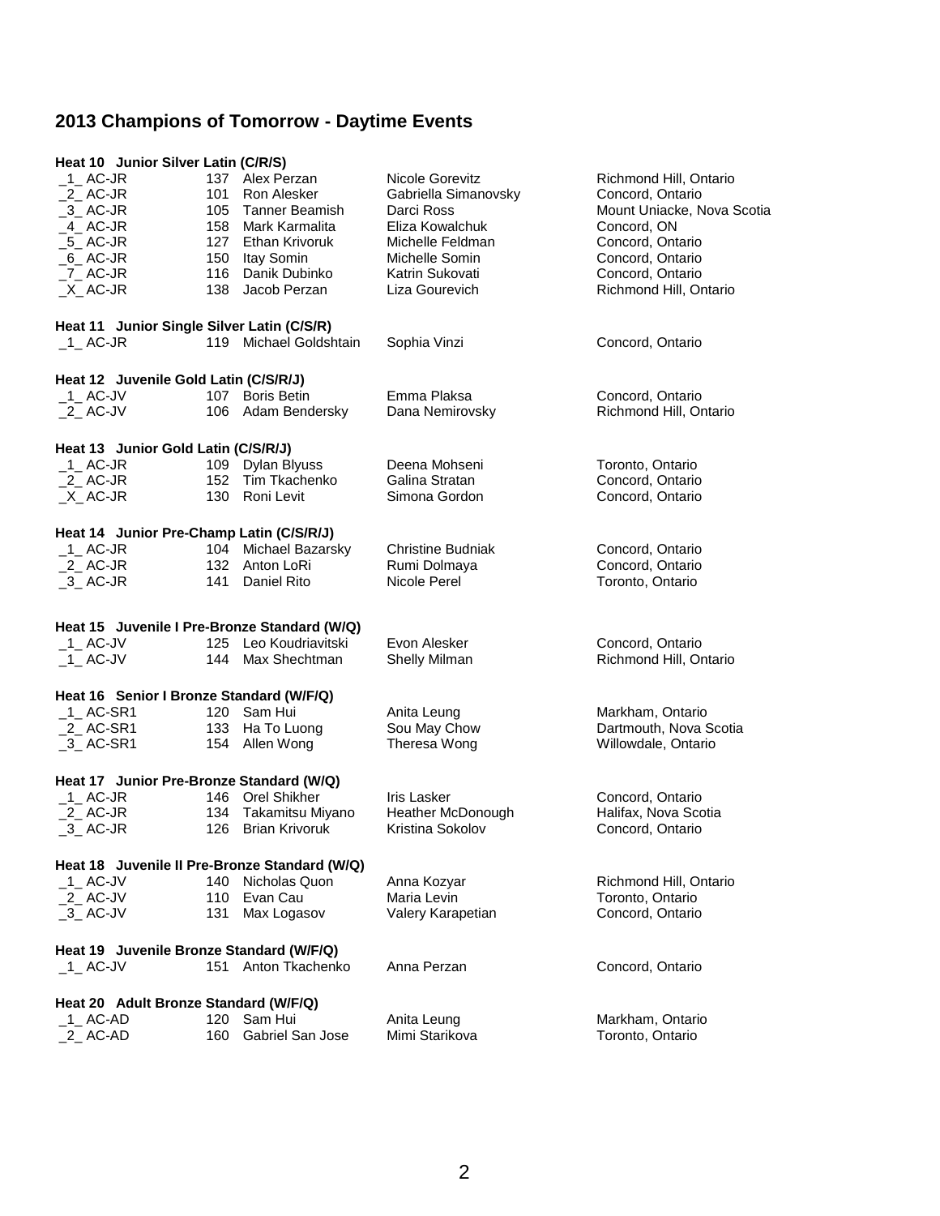## 2013 Champions of Tomorrow - Daytime Events

**Heat 10 Junior Silver Latin (C/R/S)**

| | | | | |
|---|---|---|---|---|
| _1_ AC-JR | 137 | Alex Perzan | Nicole Gorevitz | Richmond Hill, Ontario |
| _2_ AC-JR | 101 | Ron Alesker | Gabriella Simanovsky | Concord, Ontario |
| _3_ AC-JR | 105 | Tanner Beamish | Darci Ross | Mount Uniacke, Nova Scotia |
| _4_ AC-JR | 158 | Mark Karmalita | Eliza Kowalchuk | Concord, ON |
| _5_ AC-JR | 127 | Ethan Krivoruk | Michelle Feldman | Concord, Ontario |
| _6_ AC-JR | 150 | Itay Somin | Michelle Somin | Concord, Ontario |
| _7_ AC-JR | 116 | Danik Dubinko | Katrin Sukovati | Concord, Ontario |
| _X_ AC-JR | 138 | Jacob Perzan | Liza Gourevich | Richmond Hill, Ontario |

**Heat 11 Junior Single Silver Latin (C/S/R)**

| | | | | |
|---|---|---|---|---|
| _1_ AC-JR | 119 | Michael Goldshtain | Sophia Vinzi | Concord, Ontario |

**Heat 12 Juvenile Gold Latin (C/S/R/J)**

| | | | | |
|---|---|---|---|---|
| _1_ AC-JV | 107 | Boris Betin | Emma Plaksa | Concord, Ontario |
| _2_ AC-JV | 106 | Adam Bendersky | Dana Nemirovsky | Richmond Hill, Ontario |

**Heat 13 Junior Gold Latin (C/S/R/J)**

| | | | | |
|---|---|---|---|---|
| _1_ AC-JR | 109 | Dylan Blyuss | Deena Mohseni | Toronto, Ontario |
| _2_ AC-JR | 152 | Tim Tkachenko | Galina Stratan | Concord, Ontario |
| _X_ AC-JR | 130 | Roni Levit | Simona Gordon | Concord, Ontario |

**Heat 14 Junior Pre-Champ Latin (C/S/R/J)**

| | | | | |
|---|---|---|---|---|
| _1_ AC-JR | 104 | Michael Bazarsky | Christine Budniak | Concord, Ontario |
| _2_ AC-JR | 132 | Anton LoRi | Rumi Dolmaya | Concord, Ontario |
| _3_ AC-JR | 141 | Daniel Rito | Nicole Perel | Toronto, Ontario |

**Heat 15 Juvenile I Pre-Bronze Standard (W/Q)**

| | | | | |
|---|---|---|---|---|
| _1_ AC-JV | 125 | Leo Koudriavitski | Evon Alesker | Concord, Ontario |
| _1_ AC-JV | 144 | Max Shechtman | Shelly Milman | Richmond Hill, Ontario |

**Heat 16 Senior I Bronze Standard (W/F/Q)**

| | | | | |
|---|---|---|---|---|
| _1_ AC-SR1 | 120 | Sam Hui | Anita Leung | Markham, Ontario |
| _2_ AC-SR1 | 133 | Ha To Luong | Sou May Chow | Dartmouth, Nova Scotia |
| _3_ AC-SR1 | 154 | Allen Wong | Theresa Wong | Willowdale, Ontario |

**Heat 17 Junior Pre-Bronze Standard (W/Q)**

| | | | | |
|---|---|---|---|---|
| _1_ AC-JR | 146 | Orel Shikher | Iris Lasker | Concord, Ontario |
| _2_ AC-JR | 134 | Takamitsu Miyano | Heather McDonough | Halifax, Nova Scotia |
| _3_ AC-JR | 126 | Brian Krivoruk | Kristina Sokolov | Concord, Ontario |

**Heat 18 Juvenile II Pre-Bronze Standard (W/Q)**

| | | | | |
|---|---|---|---|---|
| _1_ AC-JV | 140 | Nicholas Quon | Anna Kozyar | Richmond Hill, Ontario |
| _2_ AC-JV | 110 | Evan Cau | Maria Levin | Toronto, Ontario |
| _3_ AC-JV | 131 | Max Logasov | Valery Karapetian | Concord, Ontario |

**Heat 19 Juvenile Bronze Standard (W/F/Q)**

| | | | | |
|---|---|---|---|---|
| _1_ AC-JV | 151 | Anton Tkachenko | Anna Perzan | Concord, Ontario |

**Heat 20 Adult Bronze Standard (W/F/Q)**

| | | | | |
|---|---|---|---|---|
| _1_ AC-AD | 120 | Sam Hui | Anita Leung | Markham, Ontario |
| _2_ AC-AD | 160 | Gabriel San Jose | Mimi Starikova | Toronto, Ontario |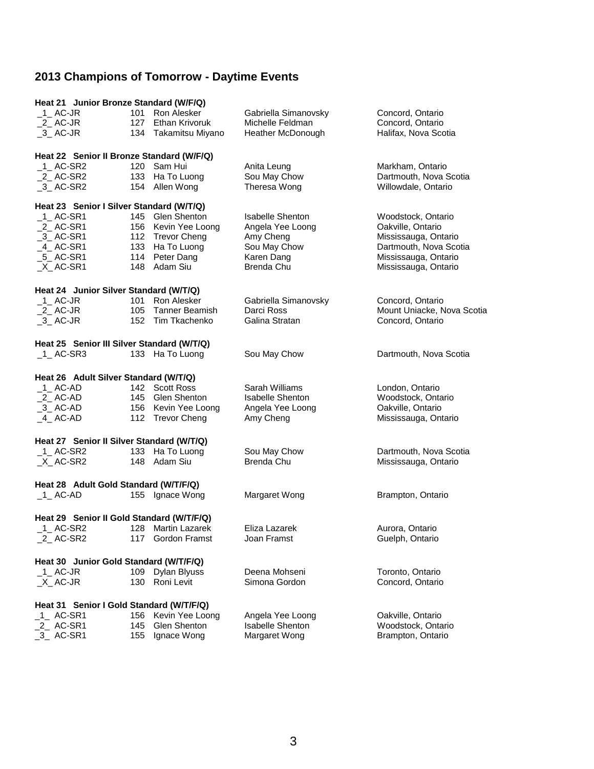## 2013 Champions of Tomorrow - Daytime Events

**Heat 21 Junior Bronze Standard (W/F/Q)**

| Place | Category | No. | Leader | Partner | Location |
|---|---|---|---|---|---|
| _1_ | AC-JR | 101 | Ron Alesker | Gabriella Simanovsky | Concord, Ontario |
| _2_ | AC-JR | 127 | Ethan Krivoruk | Michelle Feldman | Concord, Ontario |
| _3_ | AC-JR | 134 | Takamitsu Miyano | Heather McDonough | Halifax, Nova Scotia |

**Heat 22 Senior II Bronze Standard (W/F/Q)**

| Place | Category | No. | Leader | Partner | Location |
|---|---|---|---|---|---|
| _1_ | AC-SR2 | 120 | Sam Hui | Anita Leung | Markham, Ontario |
| _2_ | AC-SR2 | 133 | Ha To Luong | Sou May Chow | Dartmouth, Nova Scotia |
| _3_ | AC-SR2 | 154 | Allen Wong | Theresa Wong | Willowdale, Ontario |

**Heat 23 Senior I Silver Standard (W/T/Q)**

| Place | Category | No. | Leader | Partner | Location |
|---|---|---|---|---|---|
| _1_ | AC-SR1 | 145 | Glen Shenton | Isabelle Shenton | Woodstock, Ontario |
| _2_ | AC-SR1 | 156 | Kevin Yee Loong | Angela Yee Loong | Oakville, Ontario |
| _3_ | AC-SR1 | 112 | Trevor Cheng | Amy Cheng | Mississauga, Ontario |
| _4_ | AC-SR1 | 133 | Ha To Luong | Sou May Chow | Dartmouth, Nova Scotia |
| _5_ | AC-SR1 | 114 | Peter Dang | Karen Dang | Mississauga, Ontario |
| _X_ | AC-SR1 | 148 | Adam Siu | Brenda Chu | Mississauga, Ontario |

**Heat 24 Junior Silver Standard (W/T/Q)**

| Place | Category | No. | Leader | Partner | Location |
|---|---|---|---|---|---|
| _1_ | AC-JR | 101 | Ron Alesker | Gabriella Simanovsky | Concord, Ontario |
| _2_ | AC-JR | 105 | Tanner Beamish | Darci Ross | Mount Uniacke, Nova Scotia |
| _3_ | AC-JR | 152 | Tim Tkachenko | Galina Stratan | Concord, Ontario |

**Heat 25 Senior III Silver Standard (W/T/Q)**

| Place | Category | No. | Leader | Partner | Location |
|---|---|---|---|---|---|
| _1_ | AC-SR3 | 133 | Ha To Luong | Sou May Chow | Dartmouth, Nova Scotia |

**Heat 26 Adult Silver Standard (W/T/Q)**

| Place | Category | No. | Leader | Partner | Location |
|---|---|---|---|---|---|
| _1_ | AC-AD | 142 | Scott Ross | Sarah Williams | London, Ontario |
| _2_ | AC-AD | 145 | Glen Shenton | Isabelle Shenton | Woodstock, Ontario |
| _3_ | AC-AD | 156 | Kevin Yee Loong | Angela Yee Loong | Oakville, Ontario |
| _4_ | AC-AD | 112 | Trevor Cheng | Amy Cheng | Mississauga, Ontario |

**Heat 27 Senior II Silver Standard (W/T/Q)**

| Place | Category | No. | Leader | Partner | Location |
|---|---|---|---|---|---|
| _1_ | AC-SR2 | 133 | Ha To Luong | Sou May Chow | Dartmouth, Nova Scotia |
| _X_ | AC-SR2 | 148 | Adam Siu | Brenda Chu | Mississauga, Ontario |

**Heat 28 Adult Gold Standard (W/T/F/Q)**

| Place | Category | No. | Leader | Partner | Location |
|---|---|---|---|---|---|
| _1_ | AC-AD | 155 | Ignace Wong | Margaret Wong | Brampton, Ontario |

**Heat 29 Senior II Gold Standard (W/T/F/Q)**

| Place | Category | No. | Leader | Partner | Location |
|---|---|---|---|---|---|
| _1_ | AC-SR2 | 128 | Martin Lazarek | Eliza Lazarek | Aurora, Ontario |
| _2_ | AC-SR2 | 117 | Gordon Framst | Joan Framst | Guelph, Ontario |

**Heat 30 Junior Gold Standard (W/T/F/Q)**

| Place | Category | No. | Leader | Partner | Location |
|---|---|---|---|---|---|
| _1_ | AC-JR | 109 | Dylan Blyuss | Deena Mohseni | Toronto, Ontario |
| _X_ | AC-JR | 130 | Roni Levit | Simona Gordon | Concord, Ontario |

**Heat 31 Senior I Gold Standard (W/T/F/Q)**

| Place | Category | No. | Leader | Partner | Location |
|---|---|---|---|---|---|
| _1_ | AC-SR1 | 156 | Kevin Yee Loong | Angela Yee Loong | Oakville, Ontario |
| _2_ | AC-SR1 | 145 | Glen Shenton | Isabelle Shenton | Woodstock, Ontario |
| _3_ | AC-SR1 | 155 | Ignace Wong | Margaret Wong | Brampton, Ontario |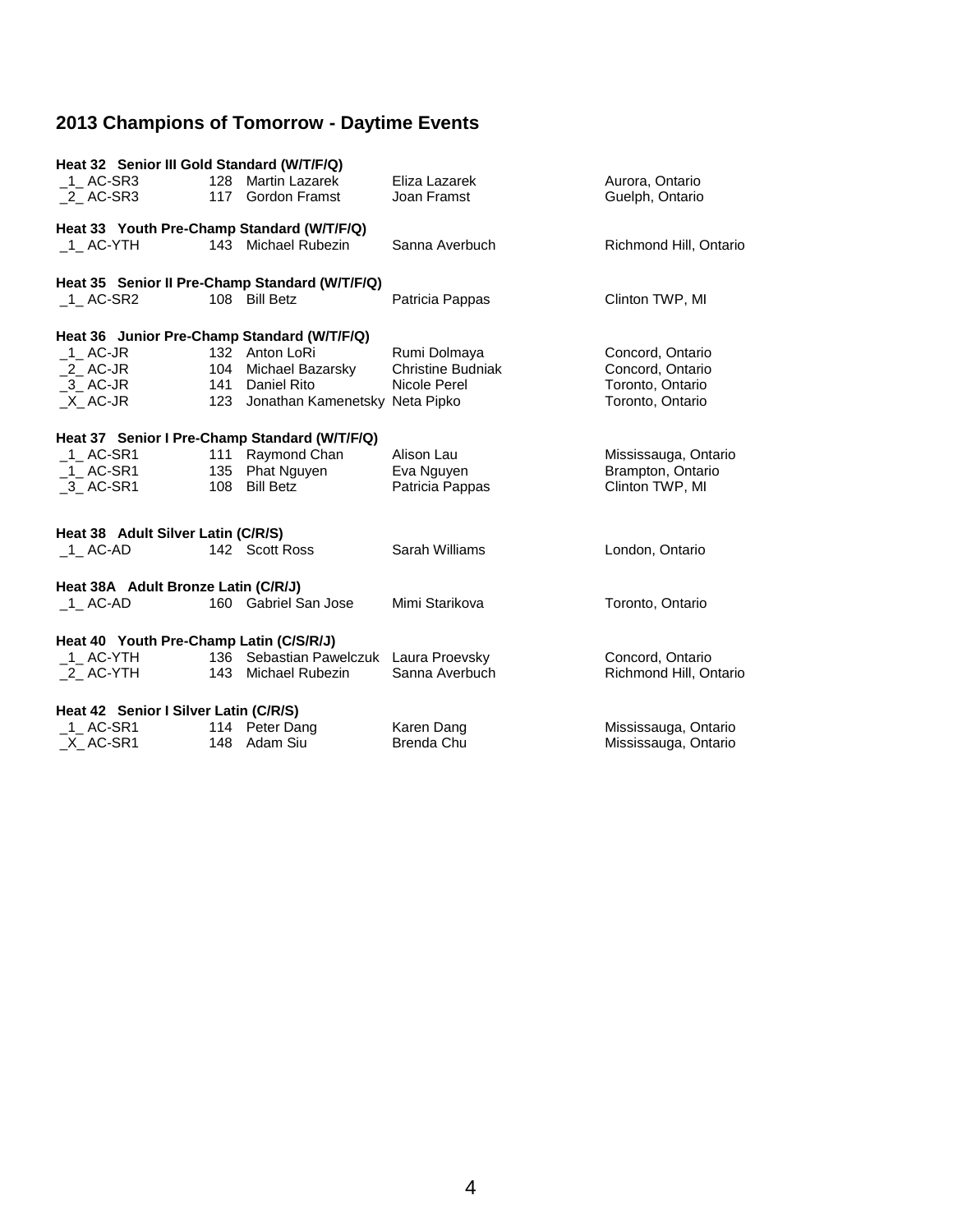## 2013 Champions of Tomorrow - Daytime Events

**Heat 32 Senior III Gold Standard (W/T/F/Q)**

| | | | | |
|---|---|---|---|---|
| _1_ AC-SR3 | 128 | Martin Lazarek | Eliza Lazarek | Aurora, Ontario |
| _2_ AC-SR3 | 117 | Gordon Framst | Joan Framst | Guelph, Ontario |

**Heat 33 Youth Pre-Champ Standard (W/T/F/Q)**

| | | | | |
|---|---|---|---|---|
| _1_ AC-YTH | 143 | Michael Rubezin | Sanna Averbuch | Richmond Hill, Ontario |

**Heat 35 Senior II Pre-Champ Standard (W/T/F/Q)**

| | | | | |
|---|---|---|---|---|
| _1_ AC-SR2 | 108 | Bill Betz | Patricia Pappas | Clinton TWP, MI |

**Heat 36 Junior Pre-Champ Standard (W/T/F/Q)**

| | | | | |
|---|---|---|---|---|
| _1_ AC-JR | 132 | Anton LoRi | Rumi Dolmaya | Concord, Ontario |
| _2_ AC-JR | 104 | Michael Bazarsky | Christine Budniak | Concord, Ontario |
| _3_ AC-JR | 141 | Daniel Rito | Nicole Perel | Toronto, Ontario |
| _X_ AC-JR | 123 | Jonathan Kamenetsky | Neta Pipko | Toronto, Ontario |

**Heat 37 Senior I Pre-Champ Standard (W/T/F/Q)**

| | | | | |
|---|---|---|---|---|
| _1_ AC-SR1 | 111 | Raymond Chan | Alison Lau | Mississauga, Ontario |
| _1_ AC-SR1 | 135 | Phat Nguyen | Eva Nguyen | Brampton, Ontario |
| _3_ AC-SR1 | 108 | Bill Betz | Patricia Pappas | Clinton TWP, MI |

**Heat 38 Adult Silver Latin (C/R/S)**

| | | | | |
|---|---|---|---|---|
| _1_ AC-AD | 142 | Scott Ross | Sarah Williams | London, Ontario |

**Heat 38A Adult Bronze Latin (C/R/J)**

| | | | | |
|---|---|---|---|---|
| _1_ AC-AD | 160 | Gabriel San Jose | Mimi Starikova | Toronto, Ontario |

**Heat 40 Youth Pre-Champ Latin (C/S/R/J)**

| | | | | |
|---|---|---|---|---|
| _1_ AC-YTH | 136 | Sebastian Pawelczuk | Laura Proevsky | Concord, Ontario |
| _2_ AC-YTH | 143 | Michael Rubezin | Sanna Averbuch | Richmond Hill, Ontario |

**Heat 42 Senior I Silver Latin (C/R/S)**

| | | | | |
|---|---|---|---|---|
| _1_ AC-SR1 | 114 | Peter Dang | Karen Dang | Mississauga, Ontario |
| _X_ AC-SR1 | 148 | Adam Siu | Brenda Chu | Mississauga, Ontario |